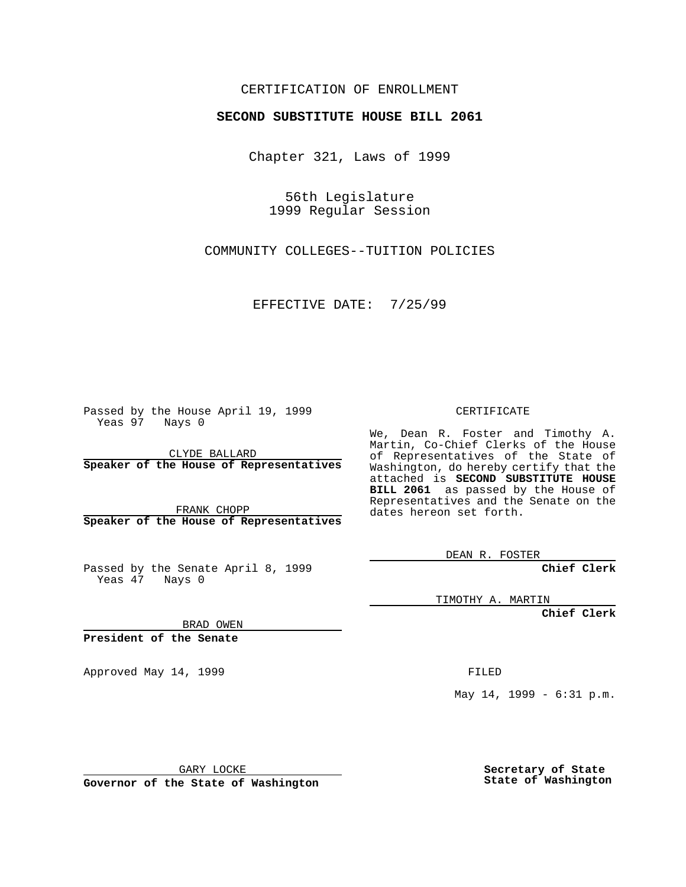CERTIFICATION OF ENROLLMENT

**SECOND SUBSTITUTE HOUSE BILL 2061**

Chapter 321, Laws of 1999

56th Legislature
1999 Regular Session

COMMUNITY COLLEGES--TUITION POLICIES

EFFECTIVE DATE: 7/25/99

Passed by the House April 19, 1999
Yeas 97 Nays 0

CLYDE BALLARD
**Speaker of the House of Representatives**

FRANK CHOPP
**Speaker of the House of Representatives**

Passed by the Senate April 8, 1999
Yeas 47 Nays 0

BRAD OWEN
**President of the Senate**

Approved May 14, 1999

GARY LOCKE
**Governor of the State of Washington**

CERTIFICATE

We, Dean R. Foster and Timothy A. Martin, Co-Chief Clerks of the House of Representatives of the State of Washington, do hereby certify that the attached is **SECOND SUBSTITUTE HOUSE BILL 2061** as passed by the House of Representatives and the Senate on the dates hereon set forth.

DEAN R. FOSTER
**Chief Clerk**

TIMOTHY A. MARTIN
**Chief Clerk**

FILED

May 14, 1999 - 6:31 p.m.

**Secretary of State**
**State of Washington**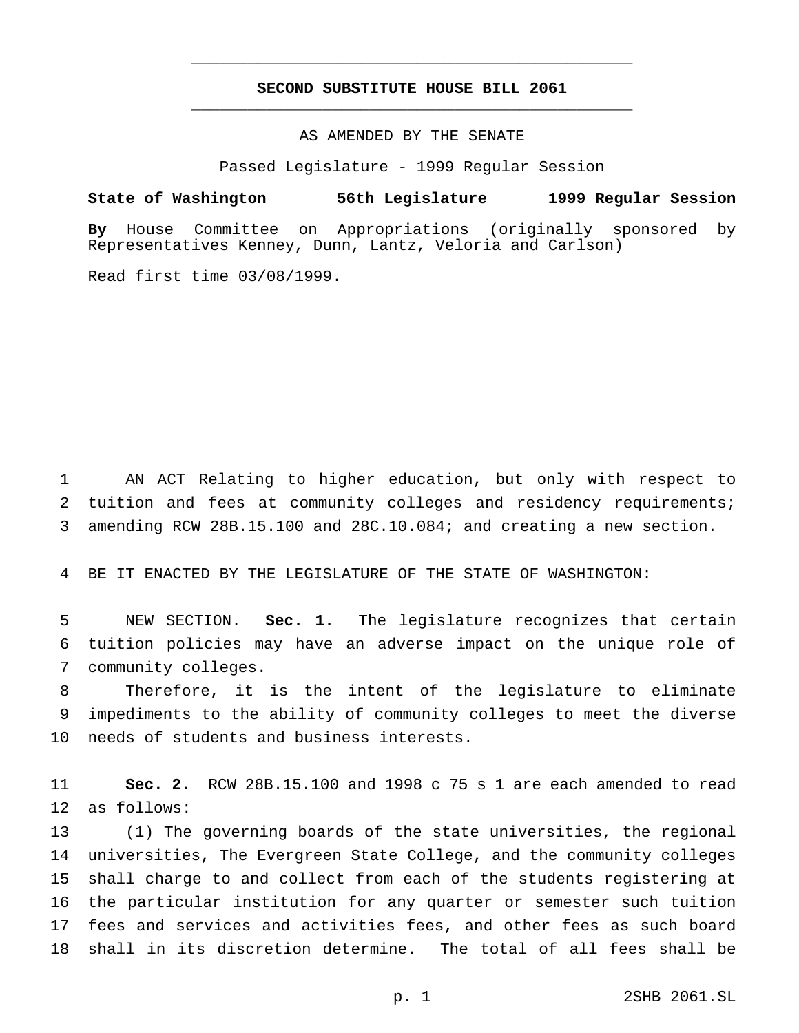# SECOND SUBSTITUTE HOUSE BILL 2061

AS AMENDED BY THE SENATE

Passed Legislature - 1999 Regular Session

**State of Washington 56th Legislature 1999 Regular Session**

**By** House Committee on Appropriations (originally sponsored by Representatives Kenney, Dunn, Lantz, Veloria and Carlson)

Read first time 03/08/1999.

AN ACT Relating to higher education, but only with respect to tuition and fees at community colleges and residency requirements; amending RCW 28B.15.100 and 28C.10.084; and creating a new section.

BE IT ENACTED BY THE LEGISLATURE OF THE STATE OF WASHINGTON:

NEW SECTION. **Sec. 1.** The legislature recognizes that certain tuition policies may have an adverse impact on the unique role of community colleges.

Therefore, it is the intent of the legislature to eliminate impediments to the ability of community colleges to meet the diverse needs of students and business interests.

**Sec. 2.** RCW 28B.15.100 and 1998 c 75 s 1 are each amended to read as follows:

(1) The governing boards of the state universities, the regional universities, The Evergreen State College, and the community colleges shall charge to and collect from each of the students registering at the particular institution for any quarter or semester such tuition fees and services and activities fees, and other fees as such board shall in its discretion determine. The total of all fees shall be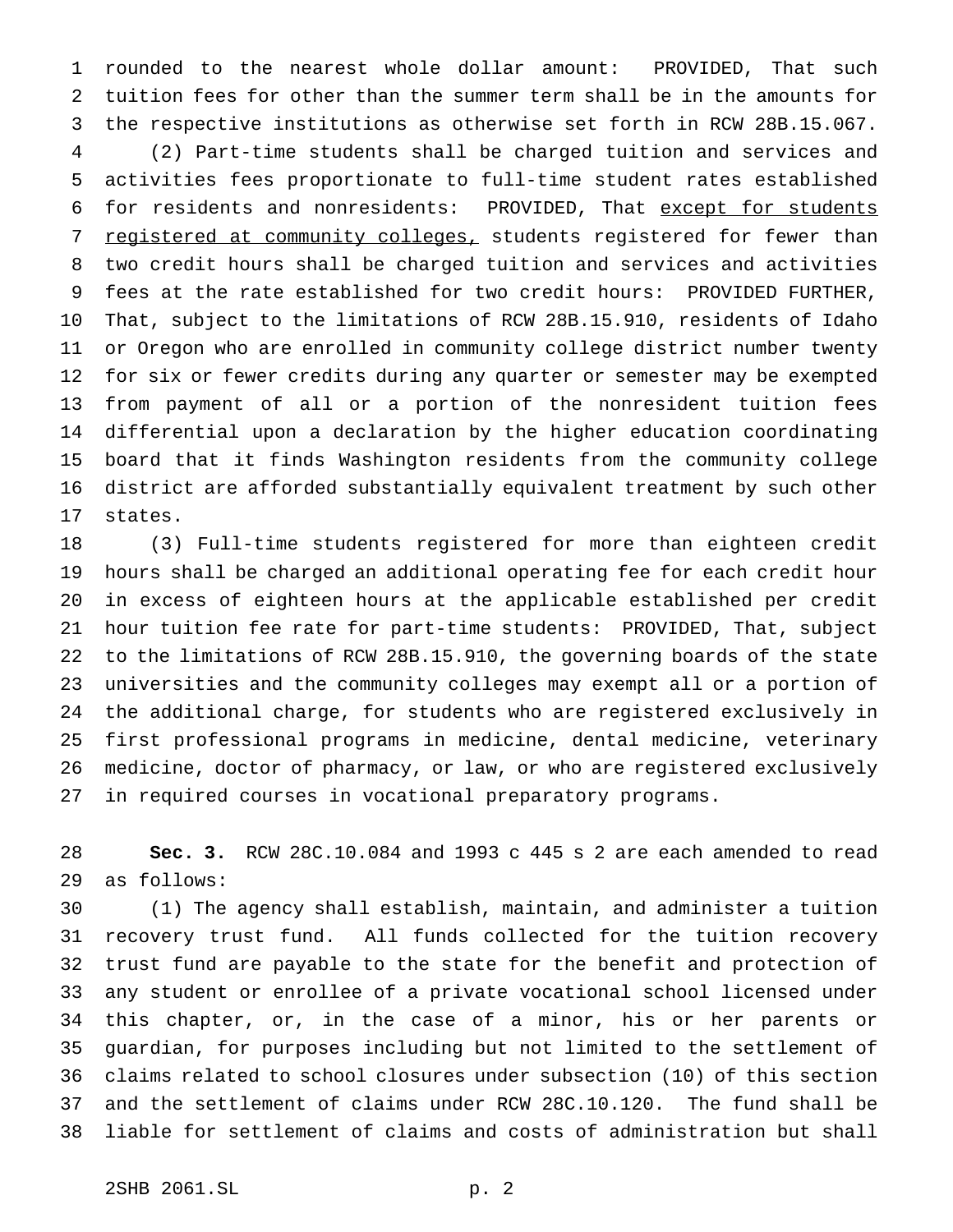rounded to the nearest whole dollar amount: PROVIDED, That such tuition fees for other than the summer term shall be in the amounts for the respective institutions as otherwise set forth in RCW 28B.15.067.

(2) Part-time students shall be charged tuition and services and activities fees proportionate to full-time student rates established for residents and nonresidents: PROVIDED, That <u>except for students registered at community colleges,</u> students registered for fewer than two credit hours shall be charged tuition and services and activities fees at the rate established for two credit hours: PROVIDED FURTHER, That, subject to the limitations of RCW 28B.15.910, residents of Idaho or Oregon who are enrolled in community college district number twenty for six or fewer credits during any quarter or semester may be exempted from payment of all or a portion of the nonresident tuition fees differential upon a declaration by the higher education coordinating board that it finds Washington residents from the community college district are afforded substantially equivalent treatment by such other states.

(3) Full-time students registered for more than eighteen credit hours shall be charged an additional operating fee for each credit hour in excess of eighteen hours at the applicable established per credit hour tuition fee rate for part-time students: PROVIDED, That, subject to the limitations of RCW 28B.15.910, the governing boards of the state universities and the community colleges may exempt all or a portion of the additional charge, for students who are registered exclusively in first professional programs in medicine, dental medicine, veterinary medicine, doctor of pharmacy, or law, or who are registered exclusively in required courses in vocational preparatory programs.

**Sec. 3.** RCW 28C.10.084 and 1993 c 445 s 2 are each amended to read as follows:

(1) The agency shall establish, maintain, and administer a tuition recovery trust fund. All funds collected for the tuition recovery trust fund are payable to the state for the benefit and protection of any student or enrollee of a private vocational school licensed under this chapter, or, in the case of a minor, his or her parents or guardian, for purposes including but not limited to the settlement of claims related to school closures under subsection (10) of this section and the settlement of claims under RCW 28C.10.120. The fund shall be liable for settlement of claims and costs of administration but shall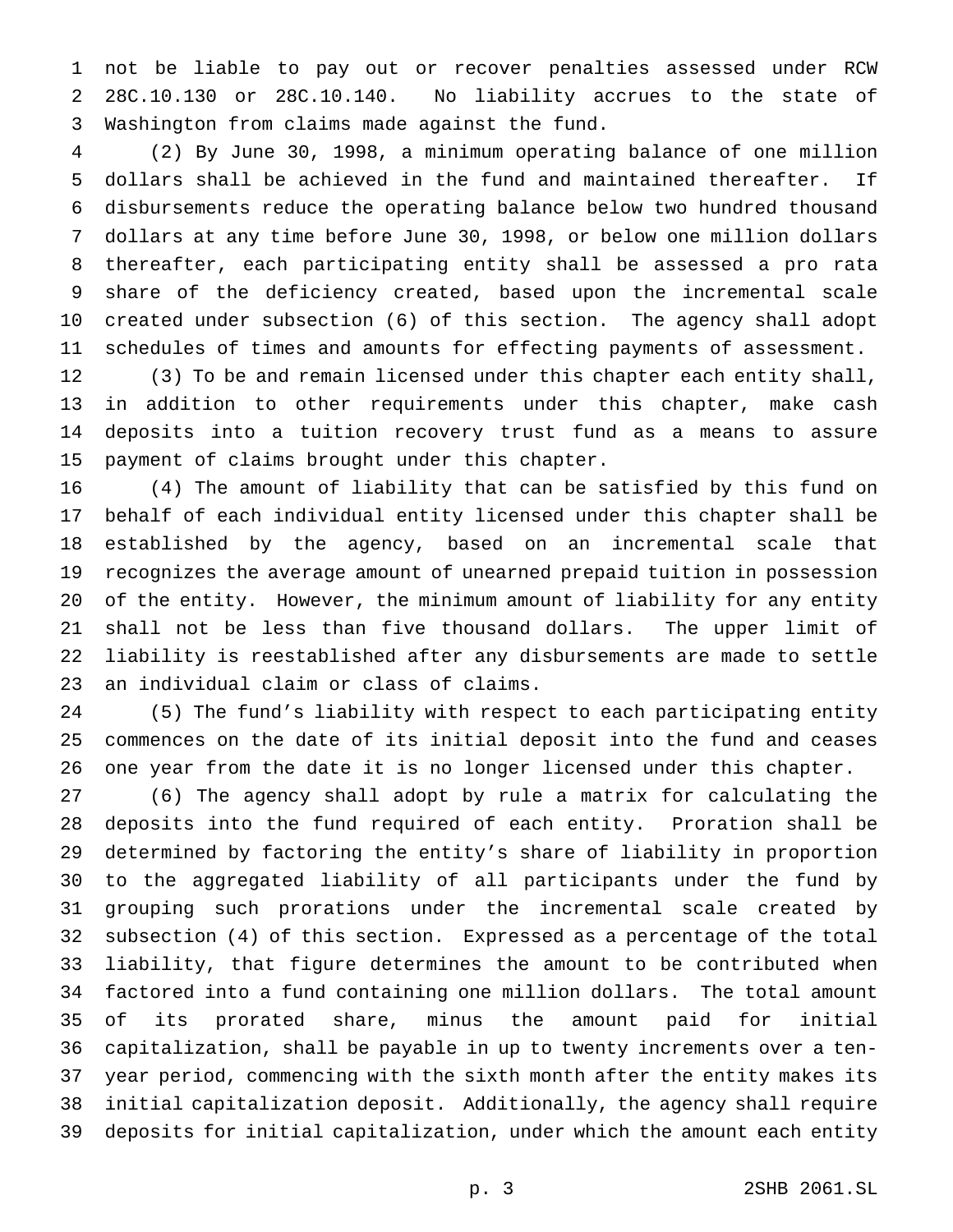not be liable to pay out or recover penalties assessed under RCW 28C.10.130 or 28C.10.140. No liability accrues to the state of Washington from claims made against the fund.

(2) By June 30, 1998, a minimum operating balance of one million dollars shall be achieved in the fund and maintained thereafter. If disbursements reduce the operating balance below two hundred thousand dollars at any time before June 30, 1998, or below one million dollars thereafter, each participating entity shall be assessed a pro rata share of the deficiency created, based upon the incremental scale created under subsection (6) of this section. The agency shall adopt schedules of times and amounts for effecting payments of assessment.

(3) To be and remain licensed under this chapter each entity shall, in addition to other requirements under this chapter, make cash deposits into a tuition recovery trust fund as a means to assure payment of claims brought under this chapter.

(4) The amount of liability that can be satisfied by this fund on behalf of each individual entity licensed under this chapter shall be established by the agency, based on an incremental scale that recognizes the average amount of unearned prepaid tuition in possession of the entity. However, the minimum amount of liability for any entity shall not be less than five thousand dollars. The upper limit of liability is reestablished after any disbursements are made to settle an individual claim or class of claims.

(5) The fund's liability with respect to each participating entity commences on the date of its initial deposit into the fund and ceases one year from the date it is no longer licensed under this chapter.

(6) The agency shall adopt by rule a matrix for calculating the deposits into the fund required of each entity. Proration shall be determined by factoring the entity's share of liability in proportion to the aggregated liability of all participants under the fund by grouping such prorations under the incremental scale created by subsection (4) of this section. Expressed as a percentage of the total liability, that figure determines the amount to be contributed when factored into a fund containing one million dollars. The total amount of its prorated share, minus the amount paid for initial capitalization, shall be payable in up to twenty increments over a ten-year period, commencing with the sixth month after the entity makes its initial capitalization deposit. Additionally, the agency shall require deposits for initial capitalization, under which the amount each entity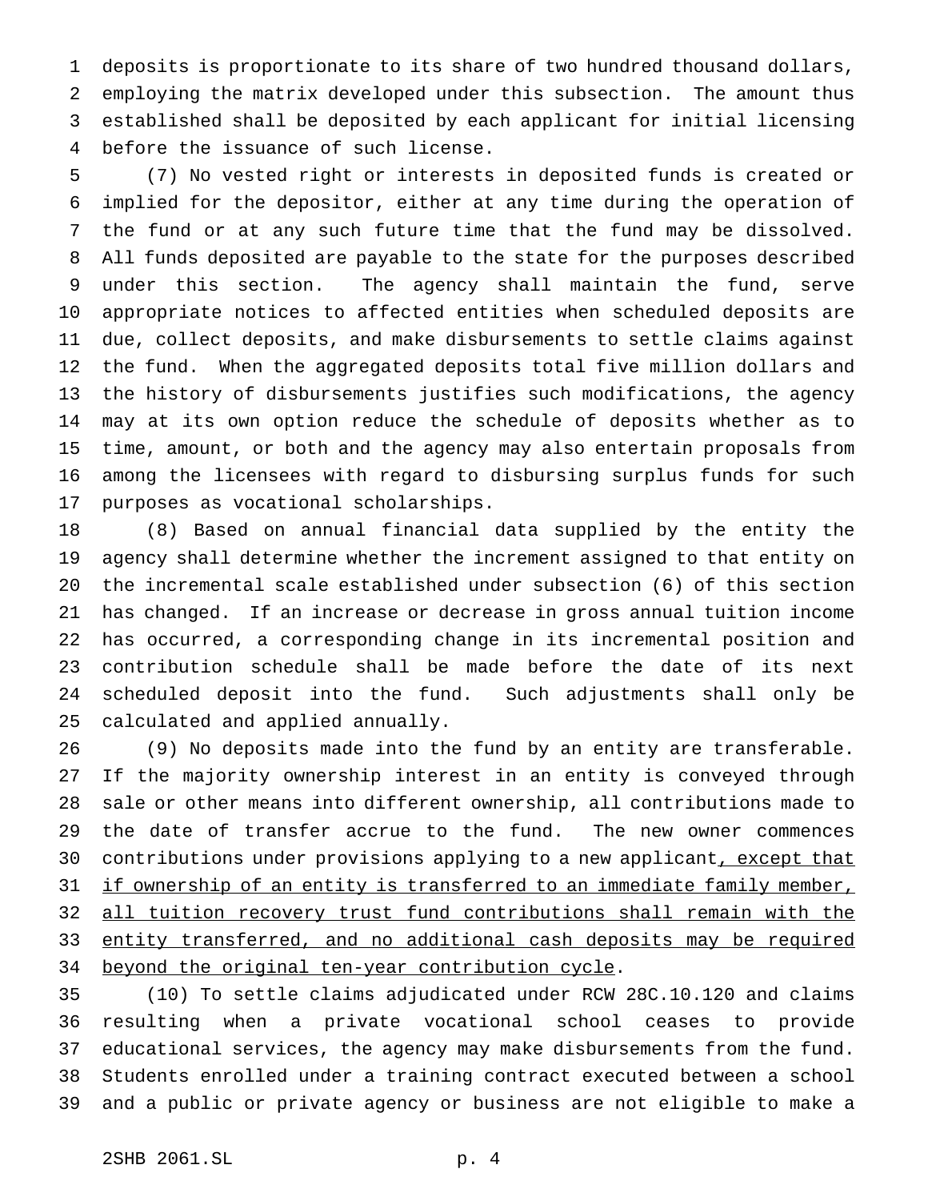deposits is proportionate to its share of two hundred thousand dollars, employing the matrix developed under this subsection. The amount thus established shall be deposited by each applicant for initial licensing before the issuance of such license.

(7) No vested right or interests in deposited funds is created or implied for the depositor, either at any time during the operation of the fund or at any such future time that the fund may be dissolved. All funds deposited are payable to the state for the purposes described under this section. The agency shall maintain the fund, serve appropriate notices to affected entities when scheduled deposits are due, collect deposits, and make disbursements to settle claims against the fund. When the aggregated deposits total five million dollars and the history of disbursements justifies such modifications, the agency may at its own option reduce the schedule of deposits whether as to time, amount, or both and the agency may also entertain proposals from among the licensees with regard to disbursing surplus funds for such purposes as vocational scholarships.

(8) Based on annual financial data supplied by the entity the agency shall determine whether the increment assigned to that entity on the incremental scale established under subsection (6) of this section has changed. If an increase or decrease in gross annual tuition income has occurred, a corresponding change in its incremental position and contribution schedule shall be made before the date of its next scheduled deposit into the fund. Such adjustments shall only be calculated and applied annually.

(9) No deposits made into the fund by an entity are transferable. If the majority ownership interest in an entity is conveyed through sale or other means into different ownership, all contributions made to the date of transfer accrue to the fund. The new owner commences contributions under provisions applying to a new applicant<u>, except that if ownership of an entity is transferred to an immediate family member, all tuition recovery trust fund contributions shall remain with the entity transferred, and no additional cash deposits may be required beyond the original ten-year contribution cycle</u>.

(10) To settle claims adjudicated under RCW 28C.10.120 and claims resulting when a private vocational school ceases to provide educational services, the agency may make disbursements from the fund. Students enrolled under a training contract executed between a school and a public or private agency or business are not eligible to make a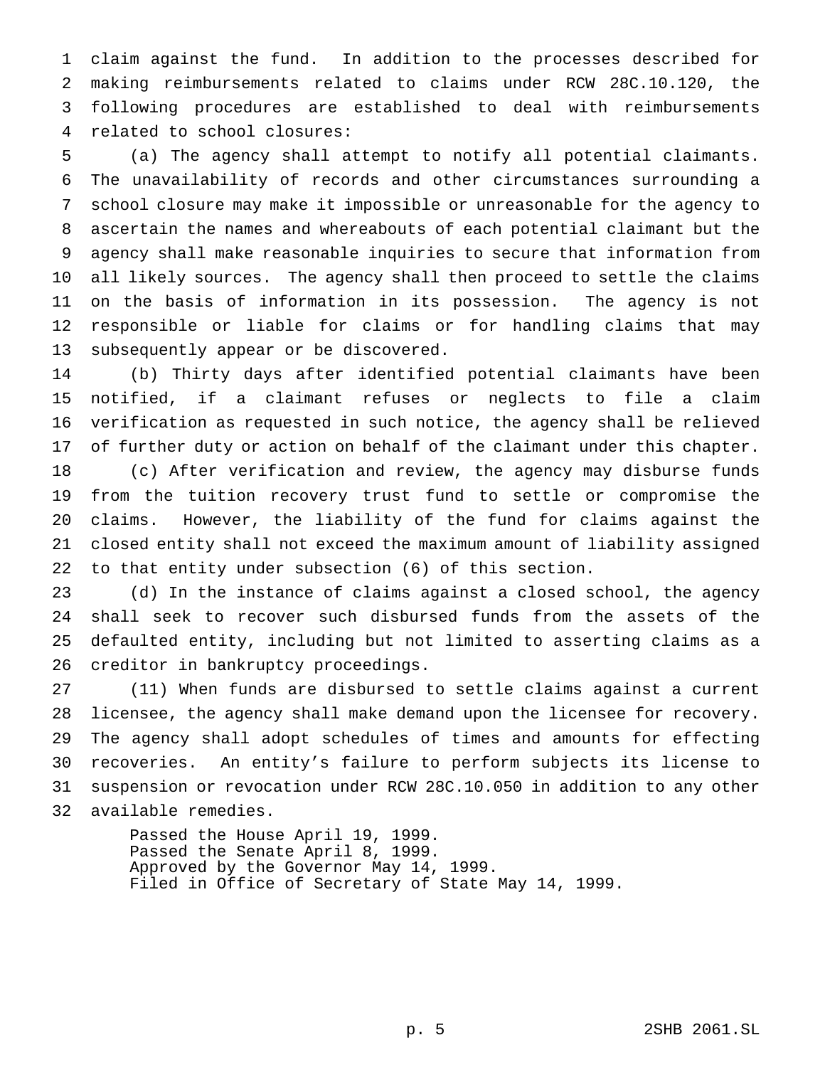claim against the fund. In addition to the processes described for making reimbursements related to claims under RCW 28C.10.120, the following procedures are established to deal with reimbursements related to school closures:

(a) The agency shall attempt to notify all potential claimants. The unavailability of records and other circumstances surrounding a school closure may make it impossible or unreasonable for the agency to ascertain the names and whereabouts of each potential claimant but the agency shall make reasonable inquiries to secure that information from all likely sources. The agency shall then proceed to settle the claims on the basis of information in its possession. The agency is not responsible or liable for claims or for handling claims that may subsequently appear or be discovered.

(b) Thirty days after identified potential claimants have been notified, if a claimant refuses or neglects to file a claim verification as requested in such notice, the agency shall be relieved of further duty or action on behalf of the claimant under this chapter.

(c) After verification and review, the agency may disburse funds from the tuition recovery trust fund to settle or compromise the claims. However, the liability of the fund for claims against the closed entity shall not exceed the maximum amount of liability assigned to that entity under subsection (6) of this section.

(d) In the instance of claims against a closed school, the agency shall seek to recover such disbursed funds from the assets of the defaulted entity, including but not limited to asserting claims as a creditor in bankruptcy proceedings.

(11) When funds are disbursed to settle claims against a current licensee, the agency shall make demand upon the licensee for recovery. The agency shall adopt schedules of times and amounts for effecting recoveries. An entity's failure to perform subjects its license to suspension or revocation under RCW 28C.10.050 in addition to any other available remedies.

Passed the House April 19, 1999.
Passed the Senate April 8, 1999.
Approved by the Governor May 14, 1999.
Filed in Office of Secretary of State May 14, 1999.